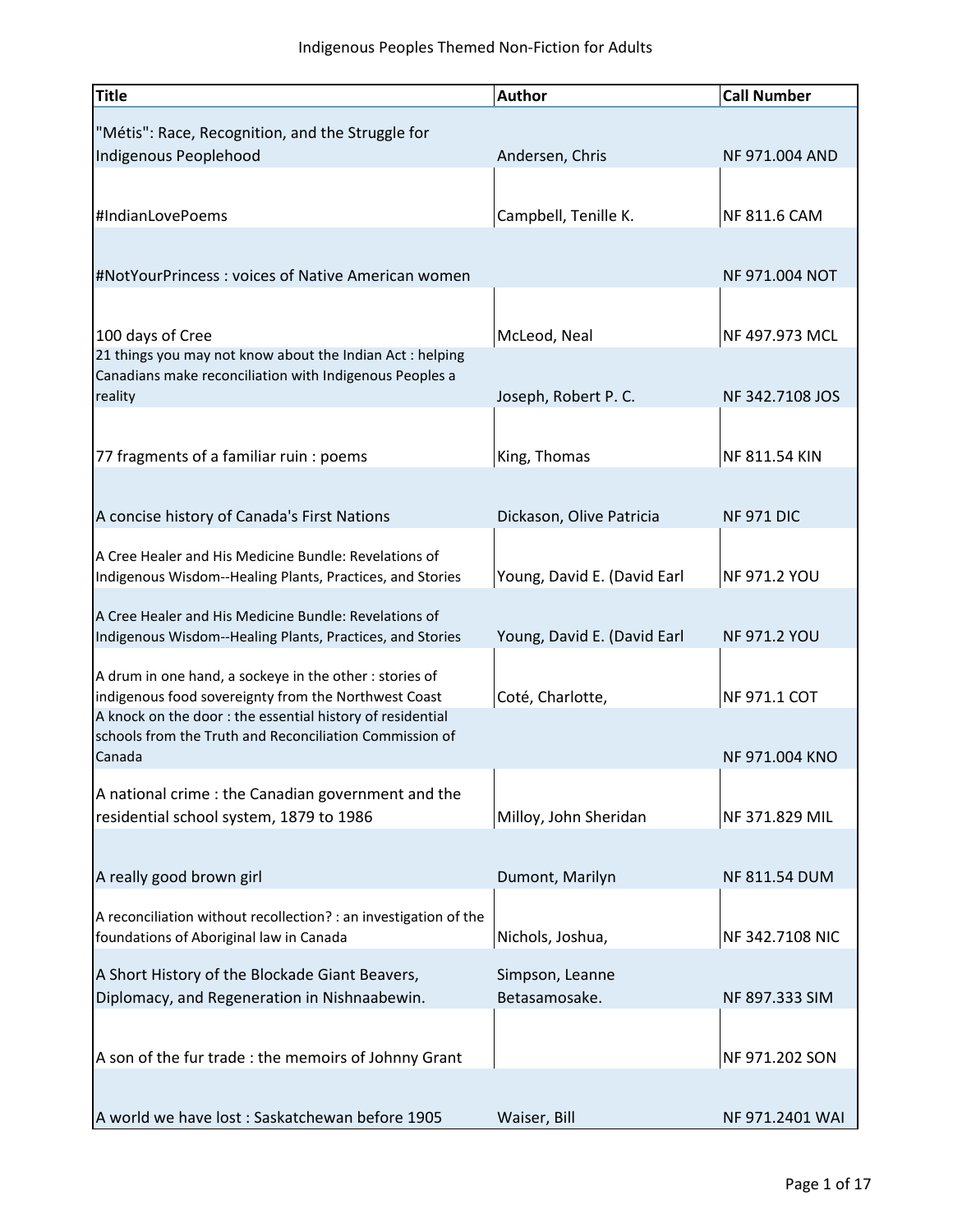# Indigenous Peoples Themed Non-Fiction for Adults

| Title | Author | Call Number |
| --- | --- | --- |
| "Métis": Race, Recognition, and the Struggle for Indigenous Peoplehood | Andersen, Chris | NF 971.004 AND |
| #IndianLovePoems | Campbell, Tenille K. | NF 811.6 CAM |
| #NotYourPrincess : voices of Native American women | | NF 971.004 NOT |
| 100 days of Cree | McLeod, Neal | NF 497.973 MCL |
| 21 things you may not know about the Indian Act : helping Canadians make reconciliation with Indigenous Peoples a reality | Joseph, Robert P. C. | NF 342.7108 JOS |
| 77 fragments of a familiar ruin : poems | King, Thomas | NF 811.54 KIN |
| A concise history of Canada's First Nations | Dickason, Olive Patricia | NF 971 DIC |
| A Cree Healer and His Medicine Bundle: Revelations of Indigenous Wisdom--Healing Plants, Practices, and Stories | Young, David E. (David Earl | NF 971.2 YOU |
| A Cree Healer and His Medicine Bundle: Revelations of Indigenous Wisdom--Healing Plants, Practices, and Stories | Young, David E. (David Earl | NF 971.2 YOU |
| A drum in one hand, a sockeye in the other : stories of indigenous food sovereignty from the Northwest Coast | Coté, Charlotte, | NF 971.1 COT |
| A knock on the door : the essential history of residential schools from the Truth and Reconciliation Commission of Canada | | NF 971.004 KNO |
| A national crime : the Canadian government and the residential school system, 1879 to 1986 | Milloy, John Sheridan | NF 371.829 MIL |
| A really good brown girl | Dumont, Marilyn | NF 811.54 DUM |
| A reconciliation without recollection? : an investigation of the foundations of Aboriginal law in Canada | Nichols, Joshua, | NF 342.7108 NIC |
| A Short History of the Blockade Giant Beavers, Diplomacy, and Regeneration in Nishnaabewin. | Simpson, Leanne Betasamosake. | NF 897.333 SIM |
| A son of the fur trade : the memoirs of Johnny Grant | | NF 971.202 SON |
| A world we have lost : Saskatchewan before 1905 | Waiser, Bill | NF 971.2401 WAI |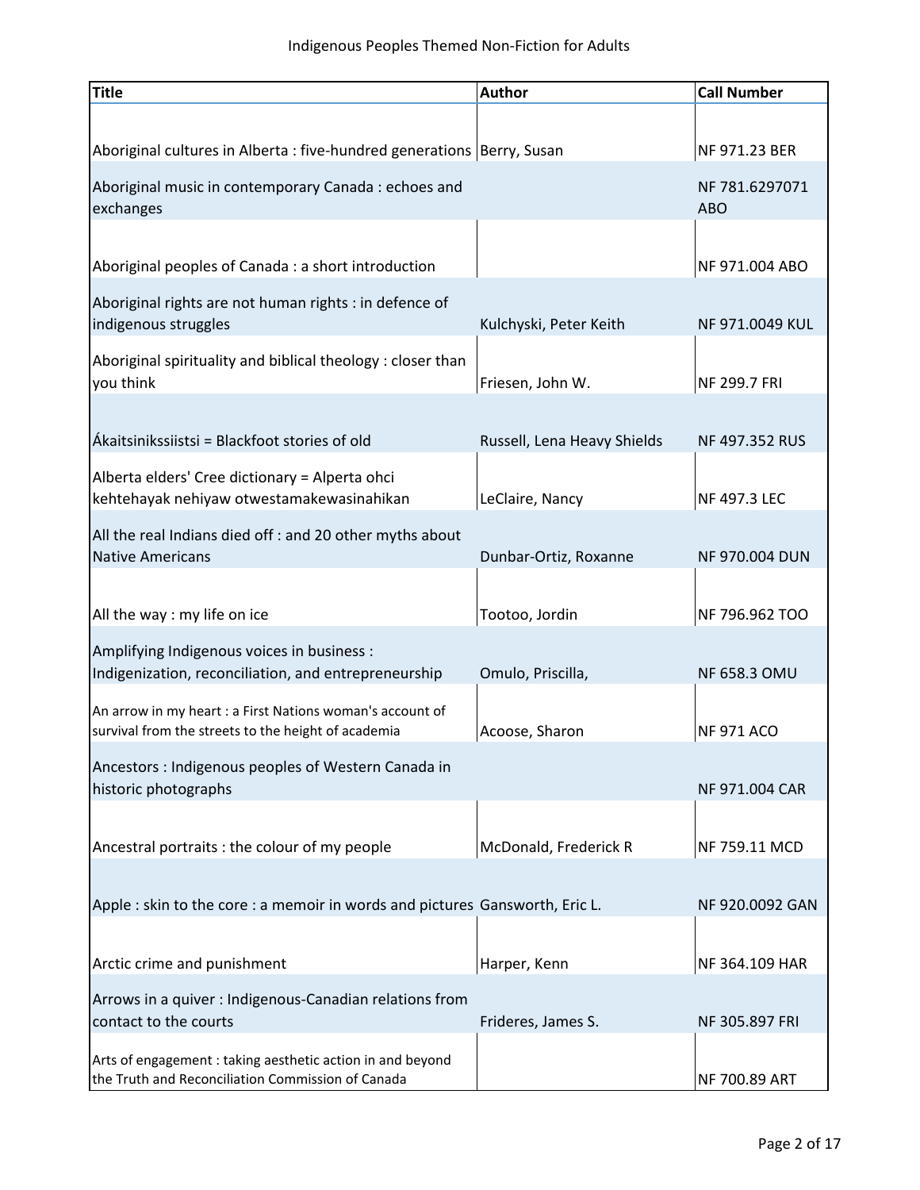Indigenous Peoples Themed Non-Fiction for Adults

| Title | Author | Call Number |
|---|---|---|
| Aboriginal cultures in Alberta : five-hundred generations | Berry, Susan | NF 971.23 BER |
| Aboriginal music in contemporary Canada : echoes and exchanges | | NF 781.6297071 ABO |
| Aboriginal peoples of Canada : a short introduction | | NF 971.004 ABO |
| Aboriginal rights are not human rights : in defence of indigenous struggles | Kulchyski, Peter Keith | NF 971.0049 KUL |
| Aboriginal spirituality and biblical theology : closer than you think | Friesen, John W. | NF 299.7 FRI |
| Ákaitsinikssiistsi = Blackfoot stories of old | Russell, Lena Heavy Shields | NF 497.352 RUS |
| Alberta elders' Cree dictionary = Alperta ohci kehtehayak nehiyaw otwestamakewasinahikan | LeClaire, Nancy | NF 497.3 LEC |
| All the real Indians died off : and 20 other myths about Native Americans | Dunbar-Ortiz, Roxanne | NF 970.004 DUN |
| All the way : my life on ice | Tootoo, Jordin | NF 796.962 TOO |
| Amplifying Indigenous voices in business : Indigenization, reconciliation, and entrepreneurship | Omulo, Priscilla, | NF 658.3 OMU |
| An arrow in my heart : a First Nations woman's account of survival from the streets to the height of academia | Acoose, Sharon | NF 971 ACO |
| Ancestors : Indigenous peoples of Western Canada in historic photographs | | NF 971.004 CAR |
| Ancestral portraits : the colour of my people | McDonald, Frederick R | NF 759.11 MCD |
| Apple : skin to the core : a memoir in words and pictures | Gansworth, Eric L. | NF 920.0092 GAN |
| Arctic crime and punishment | Harper, Kenn | NF 364.109 HAR |
| Arrows in a quiver : Indigenous-Canadian relations from contact to the courts | Frideres, James S. | NF 305.897 FRI |
| Arts of engagement : taking aesthetic action in and beyond the Truth and Reconciliation Commission of Canada | | NF 700.89 ART |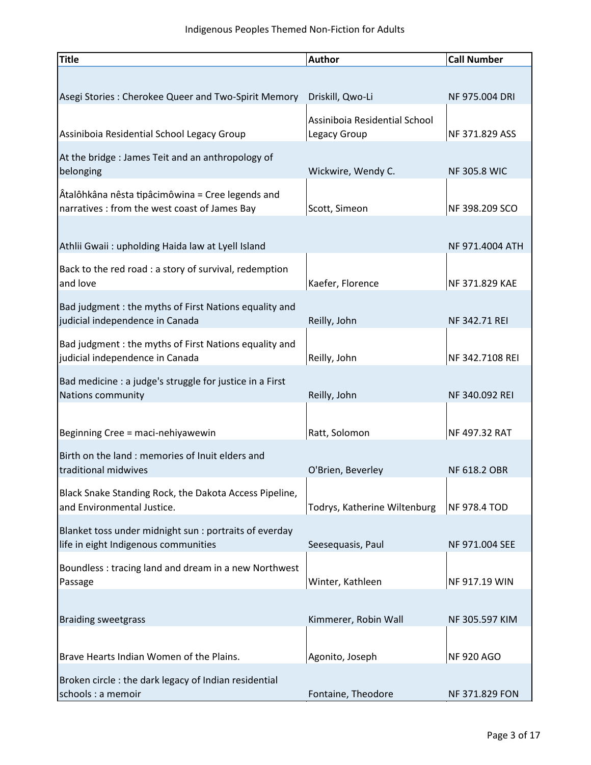Indigenous Peoples Themed Non-Fiction for Adults

| Title | Author | Call Number |
|---|---|---|
| Asegi Stories : Cherokee Queer and Two-Spirit Memory | Driskill, Qwo-Li | NF 975.004 DRI |
| Assiniboia Residential School Legacy Group | Assiniboia Residential School Legacy Group | NF 371.829 ASS |
| At the bridge : James Teit and an anthropology of belonging | Wickwire, Wendy C. | NF 305.8 WIC |
| Âtalôhkâna nêsta tipâcimôwina = Cree legends and narratives : from the west coast of James Bay | Scott, Simeon | NF 398.209 SCO |
| Athlii Gwaii : upholding Haida law at Lyell Island | | NF 971.4004 ATH |
| Back to the red road : a story of survival, redemption and love | Kaefer, Florence | NF 371.829 KAE |
| Bad judgment : the myths of First Nations equality and judicial independence in Canada | Reilly, John | NF 342.71 REI |
| Bad judgment : the myths of First Nations equality and judicial independence in Canada | Reilly, John | NF 342.7108 REI |
| Bad medicine : a judge's struggle for justice in a First Nations community | Reilly, John | NF 340.092 REI |
| Beginning Cree = maci-nehiyawewin | Ratt, Solomon | NF 497.32 RAT |
| Birth on the land : memories of Inuit elders and traditional midwives | O'Brien, Beverley | NF 618.2 OBR |
| Black Snake Standing Rock, the Dakota Access Pipeline, and Environmental Justice. | Todrys, Katherine Wiltenburg | NF 978.4 TOD |
| Blanket toss under midnight sun : portraits of everday life in eight Indigenous communities | Seesequasis, Paul | NF 971.004 SEE |
| Boundless : tracing land and dream in a new Northwest Passage | Winter, Kathleen | NF 917.19 WIN |
| Braiding sweetgrass | Kimmerer, Robin Wall | NF 305.597 KIM |
| Brave Hearts Indian Women of the Plains. | Agonito, Joseph | NF 920 AGO |
| Broken circle : the dark legacy of Indian residential schools : a memoir | Fontaine, Theodore | NF 371.829 FON |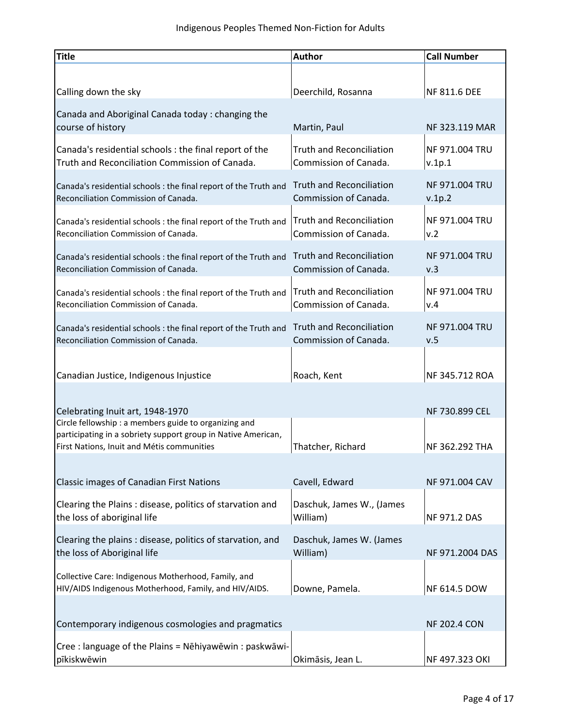| Title | Author | Call Number |
| --- | --- | --- |
| Calling down the sky | Deerchild, Rosanna | NF 811.6 DEE |
| Canada and Aboriginal Canada today : changing the course of history | Martin, Paul | NF 323.119 MAR |
| Canada's residential schools : the final report of the Truth and Reconciliation Commission of Canada. | Truth and Reconciliation Commission of Canada. | NF 971.004 TRU v.1p.1 |
| Canada's residential schools : the final report of the Truth and Reconciliation Commission of Canada. | Truth and Reconciliation Commission of Canada. | NF 971.004 TRU v.1p.2 |
| Canada's residential schools : the final report of the Truth and Reconciliation Commission of Canada. | Truth and Reconciliation Commission of Canada. | NF 971.004 TRU v.2 |
| Canada's residential schools : the final report of the Truth and Reconciliation Commission of Canada. | Truth and Reconciliation Commission of Canada. | NF 971.004 TRU v.3 |
| Canada's residential schools : the final report of the Truth and Reconciliation Commission of Canada. | Truth and Reconciliation Commission of Canada. | NF 971.004 TRU v.4 |
| Canada's residential schools : the final report of the Truth and Reconciliation Commission of Canada. | Truth and Reconciliation Commission of Canada. | NF 971.004 TRU v.5 |
| Canadian Justice, Indigenous Injustice | Roach, Kent | NF 345.712 ROA |
| Celebrating Inuit art, 1948-1970 | | NF 730.899 CEL |
| Circle fellowship : a members guide to organizing and participating in a sobriety support group in Native American, First Nations, Inuit and Métis communities | Thatcher, Richard | NF 362.292 THA |
| Classic images of Canadian First Nations | Cavell, Edward | NF 971.004 CAV |
| Clearing the Plains : disease, politics of starvation and the loss of aboriginal life | Daschuk, James W., (James William) | NF 971.2 DAS |
| Clearing the plains : disease, politics of starvation, and the loss of Aboriginal life | Daschuk, James W. (James William) | NF 971.2004 DAS |
| Collective Care: Indigenous Motherhood, Family, and HIV/AIDS Indigenous Motherhood, Family, and HIV/AIDS. | Downe, Pamela. | NF 614.5 DOW |
| Contemporary indigenous cosmologies and pragmatics | | NF 202.4 CON |
| Cree : language of the Plains = Nēhiyawēwin : paskwāwi-pīkiskwēwin | Okimāsis, Jean L. | NF 497.323 OKI |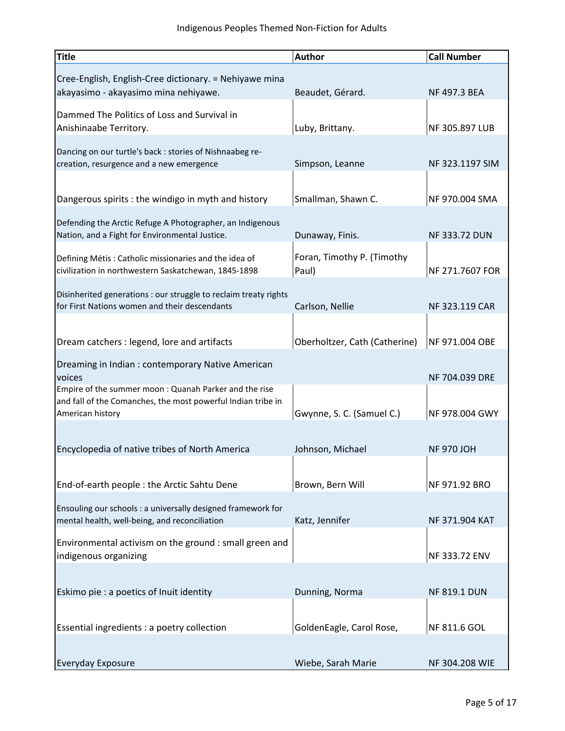Indigenous Peoples Themed Non-Fiction for Adults

| Title | Author | Call Number |
|---|---|---|
| Cree-English, English-Cree dictionary. = Nehiyawe mina akayasimo - akayasimo mina nehiyawe. | Beaudet, Gérard. | NF 497.3 BEA |
| Dammed The Politics of Loss and Survival in Anishinaabe Territory. | Luby, Brittany. | NF 305.897 LUB |
| Dancing on our turtle's back : stories of Nishnaabeg re-creation, resurgence and a new emergence | Simpson, Leanne | NF 323.1197 SIM |
| Dangerous spirits : the windigo in myth and history | Smallman, Shawn C. | NF 970.004 SMA |
| Defending the Arctic Refuge A Photographer, an Indigenous Nation, and a Fight for Environmental Justice. | Dunaway, Finis. | NF 333.72 DUN |
| Defining Métis : Catholic missionaries and the idea of civilization in northwestern Saskatchewan, 1845-1898 | Foran, Timothy P. (Timothy Paul) | NF 271.7607 FOR |
| Disinherited generations : our struggle to reclaim treaty rights for First Nations women and their descendants | Carlson, Nellie | NF 323.119 CAR |
| Dream catchers : legend, lore and artifacts | Oberholtzer, Cath (Catherine) | NF 971.004 OBE |
| Dreaming in Indian : contemporary Native American voices | | NF 704.039 DRE |
| Empire of the summer moon : Quanah Parker and the rise and fall of the Comanches, the most powerful Indian tribe in American history | Gwynne, S. C. (Samuel C.) | NF 978.004 GWY |
| Encyclopedia of native tribes of North America | Johnson, Michael | NF 970 JOH |
| End-of-earth people : the Arctic Sahtu Dene | Brown, Bern Will | NF 971.92 BRO |
| Ensouling our schools : a universally designed framework for mental health, well-being, and reconciliation | Katz, Jennifer | NF 371.904 KAT |
| Environmental activism on the ground : small green and indigenous organizing | | NF 333.72 ENV |
| Eskimo pie : a poetics of Inuit identity | Dunning, Norma | NF 819.1 DUN |
| Essential ingredients : a poetry collection | GoldenEagle, Carol Rose, | NF 811.6 GOL |
| Everyday Exposure | Wiebe, Sarah Marie | NF 304.208 WIE |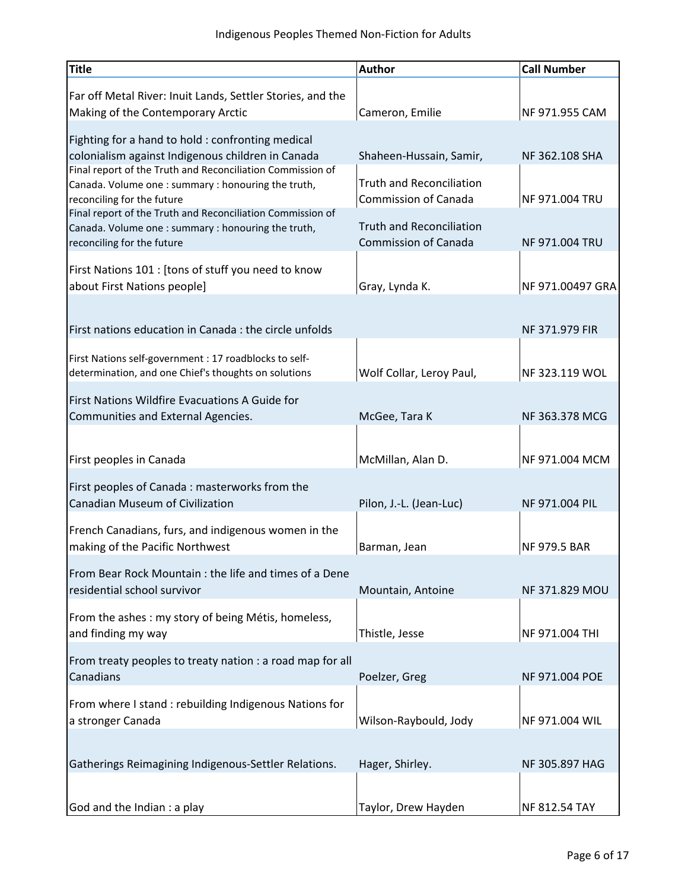Indigenous Peoples Themed Non-Fiction for Adults

| Title | Author | Call Number |
| --- | --- | --- |
| Far off Metal River: Inuit Lands, Settler Stories, and the Making of the Contemporary Arctic | Cameron, Emilie | NF 971.955 CAM |
| Fighting for a hand to hold : confronting medical colonialism against Indigenous children in Canada | Shaheen-Hussain, Samir, | NF 362.108 SHA |
| Final report of the Truth and Reconciliation Commission of Canada. Volume one : summary : honouring the truth, reconciling for the future | Truth and Reconciliation Commission of Canada | NF 971.004 TRU |
| Final report of the Truth and Reconciliation Commission of Canada. Volume one : summary : honouring the truth, reconciling for the future | Truth and Reconciliation Commission of Canada | NF 971.004 TRU |
| First Nations 101 : [tons of stuff you need to know about First Nations people] | Gray, Lynda K. | NF 971.00497 GRA |
| First nations education in Canada : the circle unfolds | | NF 371.979 FIR |
| First Nations self-government : 17 roadblocks to self-determination, and one Chief's thoughts on solutions | Wolf Collar, Leroy Paul, | NF 323.119 WOL |
| First Nations Wildfire Evacuations A Guide for Communities and External Agencies. | McGee, Tara K | NF 363.378 MCG |
| First peoples in Canada | McMillan, Alan D. | NF 971.004 MCM |
| First peoples of Canada : masterworks from the Canadian Museum of Civilization | Pilon, J.-L. (Jean-Luc) | NF 971.004 PIL |
| French Canadians, furs, and indigenous women in the making of the Pacific Northwest | Barman, Jean | NF 979.5 BAR |
| From Bear Rock Mountain : the life and times of a Dene residential school survivor | Mountain, Antoine | NF 371.829 MOU |
| From the ashes : my story of being Métis, homeless, and finding my way | Thistle, Jesse | NF 971.004 THI |
| From treaty peoples to treaty nation : a road map for all Canadians | Poelzer, Greg | NF 971.004 POE |
| From where I stand : rebuilding Indigenous Nations for a stronger Canada | Wilson-Raybould, Jody | NF 971.004 WIL |
| Gatherings Reimagining Indigenous-Settler Relations. | Hager, Shirley. | NF 305.897 HAG |
| God and the Indian : a play | Taylor, Drew Hayden | NF 812.54 TAY |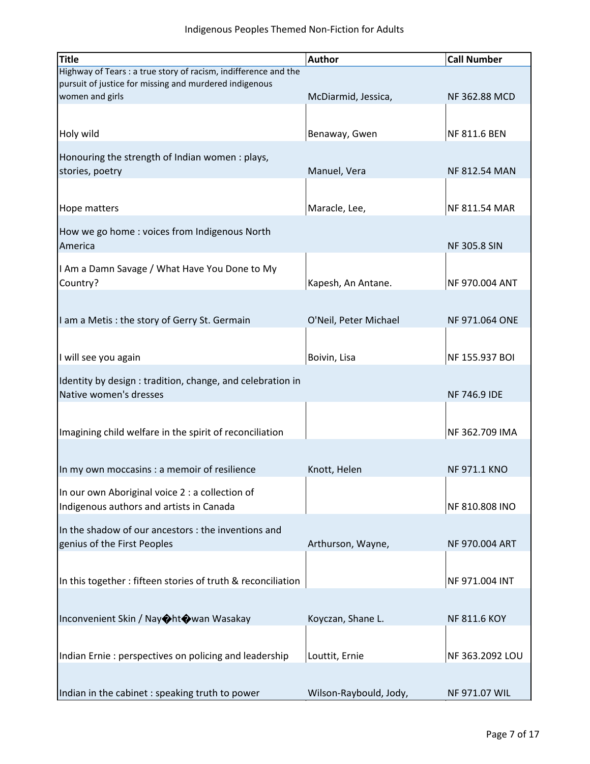Indigenous Peoples Themed Non-Fiction for Adults

| Title | Author | Call Number |
|---|---|---|
| Highway of Tears : a true story of racism, indifference and the pursuit of justice for missing and murdered indigenous women and girls | McDiarmid, Jessica, | NF 362.88 MCD |
| Holy wild | Benaway, Gwen | NF 811.6 BEN |
| Honouring the strength of Indian women : plays, stories, poetry | Manuel, Vera | NF 812.54 MAN |
| Hope matters | Maracle, Lee, | NF 811.54 MAR |
| How we go home : voices from Indigenous North America | | NF 305.8 SIN |
| I Am a Damn Savage / What Have You Done to My Country? | Kapesh, An Antane. | NF 970.004 ANT |
| I am a Metis : the story of Gerry St. Germain | O'Neil, Peter Michael | NF 971.064 ONE |
| I will see you again | Boivin, Lisa | NF 155.937 BOI |
| Identity by design : tradition, change, and celebration in Native women's dresses | | NF 746.9 IDE |
| Imagining child welfare in the spirit of reconciliation | | NF 362.709 IMA |
| In my own moccasins : a memoir of resilience | Knott, Helen | NF 971.1 KNO |
| In our own Aboriginal voice 2 : a collection of Indigenous authors and artists in Canada | | NF 810.808 INO |
| In the shadow of our ancestors : the inventions and genius of the First Peoples | Arthurson, Wayne, | NF 970.004 ART |
| In this together : fifteen stories of truth & reconciliation | | NF 971.004 INT |
| Inconvenient Skin / Nay�ht�wan Wasakay | Koyczan, Shane L. | NF 811.6 KOY |
| Indian Ernie : perspectives on policing and leadership | Louttit, Ernie | NF 363.2092 LOU |
| Indian in the cabinet : speaking truth to power | Wilson-Raybould, Jody, | NF 971.07 WIL |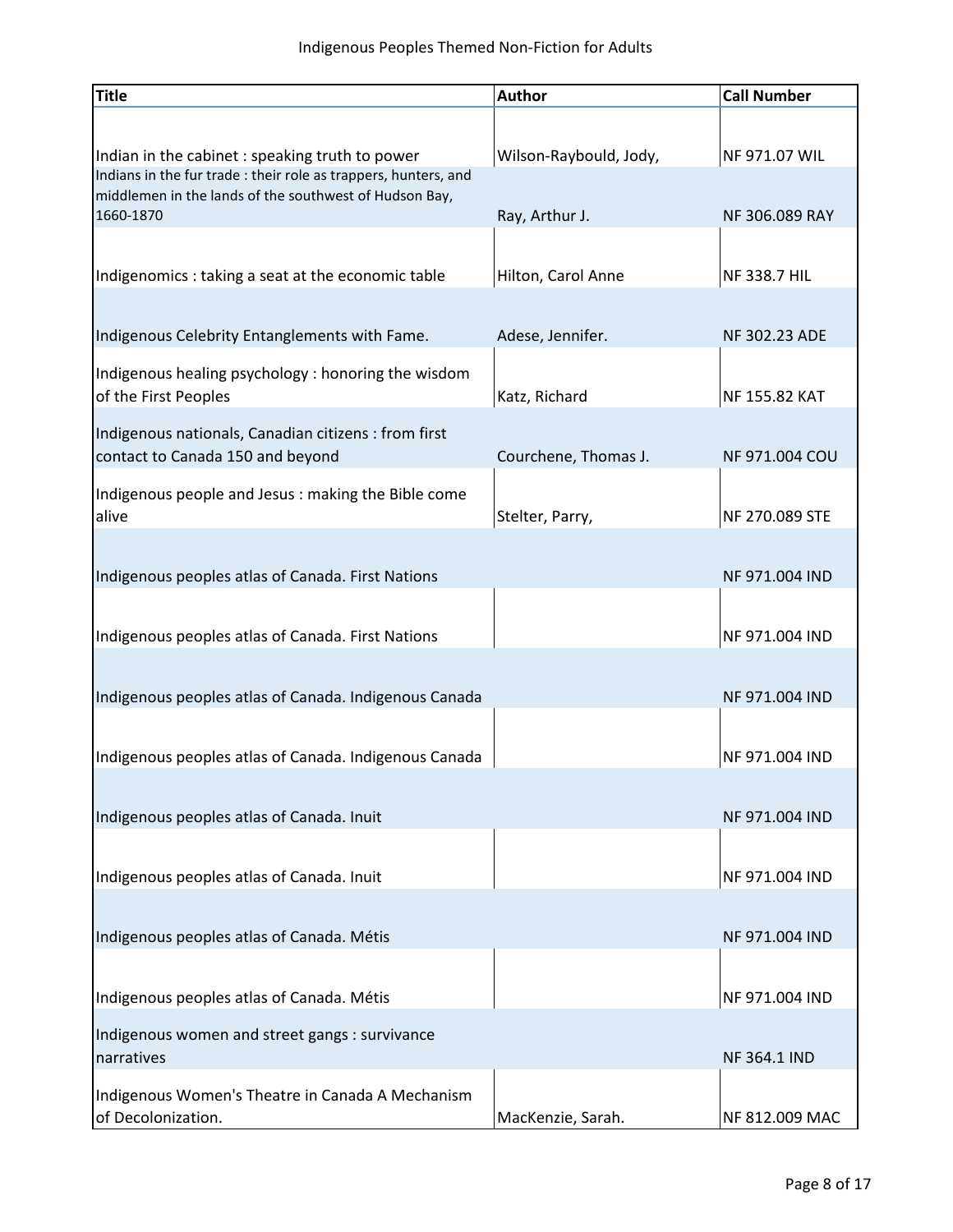| Title | Author | Call Number |
|---|---|---|
| Indian in the cabinet : speaking truth to power | Wilson-Raybould, Jody, | NF 971.07 WIL |
| Indians in the fur trade : their role as trappers, hunters, and middlemen in the lands of the southwest of Hudson Bay, 1660-1870 | Ray, Arthur J. | NF 306.089 RAY |
| Indigenomics : taking a seat at the economic table | Hilton, Carol Anne | NF 338.7 HIL |
| Indigenous Celebrity Entanglements with Fame. | Adese, Jennifer. | NF 302.23 ADE |
| Indigenous healing psychology : honoring the wisdom of the First Peoples | Katz, Richard | NF 155.82 KAT |
| Indigenous nationals, Canadian citizens : from first contact to Canada 150 and beyond | Courchene, Thomas J. | NF 971.004 COU |
| Indigenous people and Jesus : making the Bible come alive | Stelter, Parry, | NF 270.089 STE |
| Indigenous peoples atlas of Canada. First Nations | | NF 971.004 IND |
| Indigenous peoples atlas of Canada. First Nations | | NF 971.004 IND |
| Indigenous peoples atlas of Canada. Indigenous Canada | | NF 971.004 IND |
| Indigenous peoples atlas of Canada. Indigenous Canada | | NF 971.004 IND |
| Indigenous peoples atlas of Canada. Inuit | | NF 971.004 IND |
| Indigenous peoples atlas of Canada. Inuit | | NF 971.004 IND |
| Indigenous peoples atlas of Canada. Métis | | NF 971.004 IND |
| Indigenous peoples atlas of Canada. Métis | | NF 971.004 IND |
| Indigenous women and street gangs : survivance narratives | | NF 364.1 IND |
| Indigenous Women's Theatre in Canada A Mechanism of Decolonization. | MacKenzie, Sarah. | NF 812.009 MAC |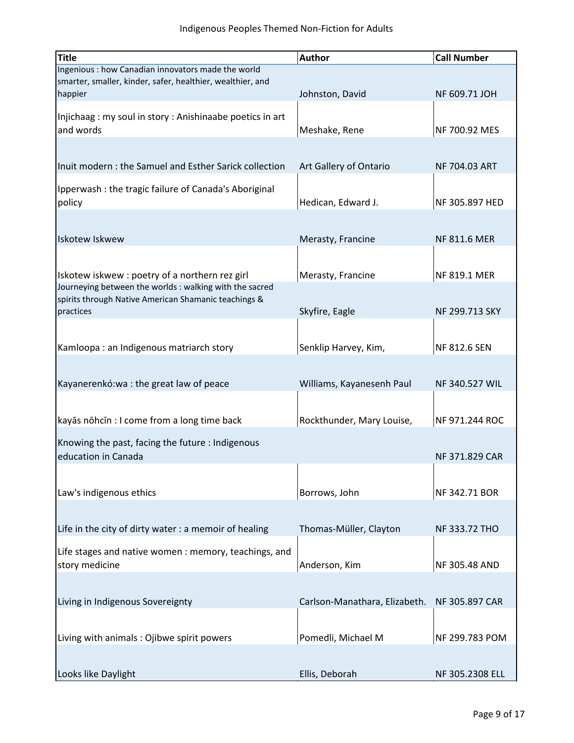Indigenous Peoples Themed Non-Fiction for Adults

| Title | Author | Call Number |
| --- | --- | --- |
| Ingenious : how Canadian innovators made the world smarter, smaller, kinder, safer, healthier, wealthier, and happier | Johnston, David | NF 609.71 JOH |
| Injichaag : my soul in story : Anishinaabe poetics in art and words | Meshake, Rene | NF 700.92 MES |
| Inuit modern : the Samuel and Esther Sarick collection | Art Gallery of Ontario | NF 704.03 ART |
| Ipperwash : the tragic failure of Canada's Aboriginal policy | Hedican, Edward J. | NF 305.897 HED |
| Iskotew Iskwew | Merasty, Francine | NF 811.6 MER |
| Iskotew iskwew : poetry of a northern rez girl | Merasty, Francine | NF 819.1 MER |
| Journeying between the worlds : walking with the sacred spirits through Native American Shamanic teachings & practices | Skyfire, Eagle | NF 299.713 SKY |
| Kamloopa : an Indigenous matriarch story | Senklip Harvey, Kim, | NF 812.6 SEN |
| Kayanerenkó:wa : the great law of peace | Williams, Kayanesenh Paul | NF 340.527 WIL |
| kayās nōhcīn : I come from a long time back | Rockthunder, Mary Louise, | NF 971.244 ROC |
| Knowing the past, facing the future : Indigenous education in Canada | | NF 371.829 CAR |
| Law's indigenous ethics | Borrows, John | NF 342.71 BOR |
| Life in the city of dirty water : a memoir of healing | Thomas-Müller, Clayton | NF 333.72 THO |
| Life stages and native women : memory, teachings, and story medicine | Anderson, Kim | NF 305.48 AND |
| Living in Indigenous Sovereignty | Carlson-Manathara, Elizabeth. | NF 305.897 CAR |
| Living with animals : Ojibwe spirit powers | Pomedli, Michael M | NF 299.783 POM |
| Looks like Daylight | Ellis, Deborah | NF 305.2308 ELL |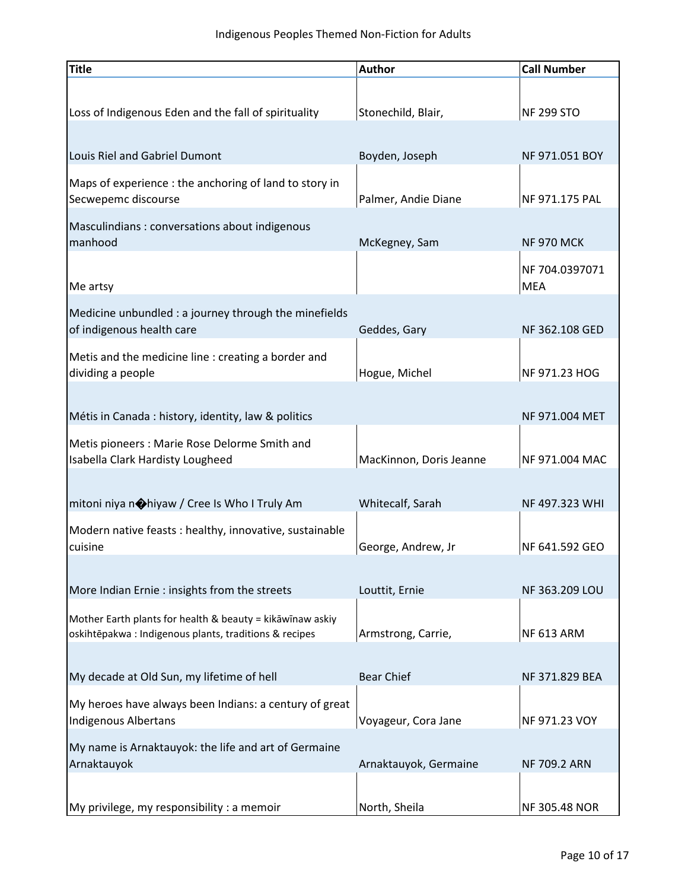Indigenous Peoples Themed Non-Fiction for Adults

| Title | Author | Call Number |
|---|---|---|
| Loss of Indigenous Eden and the fall of spirituality | Stonechild, Blair, | NF 299 STO |
| Louis Riel and Gabriel Dumont | Boyden, Joseph | NF 971.051 BOY |
| Maps of experience : the anchoring of land to story in Secwepemc discourse | Palmer, Andie Diane | NF 971.175 PAL |
| Masculindians : conversations about indigenous manhood | McKegney, Sam | NF 970 MCK |
| Me artsy | | NF 704.0397071 MEA |
| Medicine unbundled : a journey through the minefields of indigenous health care | Geddes, Gary | NF 362.108 GED |
| Metis and the medicine line : creating a border and dividing a people | Hogue, Michel | NF 971.23 HOG |
| Métis in Canada : history, identity, law & politics | | NF 971.004 MET |
| Metis pioneers : Marie Rose Delorme Smith and Isabella Clark Hardisty Lougheed | MacKinnon, Doris Jeanne | NF 971.004 MAC |
| mitoni niya n�hiyaw / Cree Is Who I Truly Am | Whitecalf, Sarah | NF 497.323 WHI |
| Modern native feasts : healthy, innovative, sustainable cuisine | George, Andrew, Jr | NF 641.592 GEO |
| More Indian Ernie : insights from the streets | Louttit, Ernie | NF 363.209 LOU |
| Mother Earth plants for health & beauty = kikāwīnaw askiy oskihtēpakwa : Indigenous plants, traditions & recipes | Armstrong, Carrie, | NF 613 ARM |
| My decade at Old Sun, my lifetime of hell | Bear Chief | NF 371.829 BEA |
| My heroes have always been Indians: a century of great Indigenous Albertans | Voyageur, Cora Jane | NF 971.23 VOY |
| My name is Arnaktauyok: the life and art of Germaine Arnaktauyok | Arnaktauyok, Germaine | NF 709.2 ARN |
| My privilege, my responsibility : a memoir | North, Sheila | NF 305.48 NOR |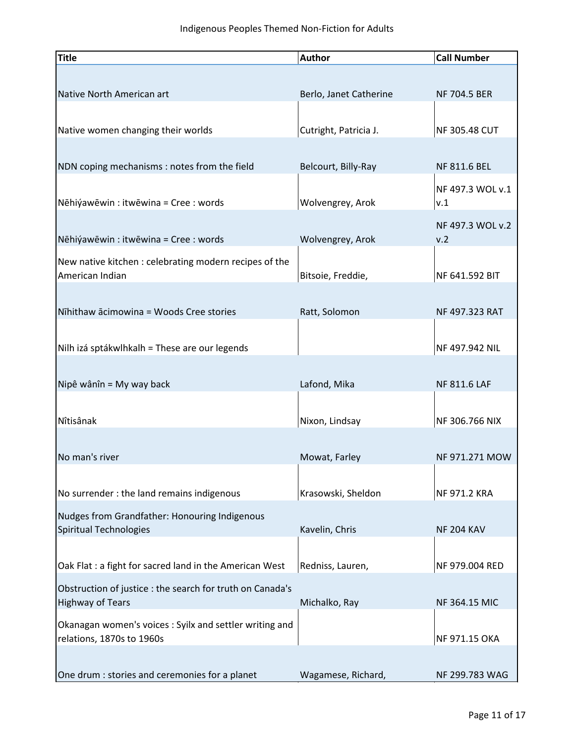| Title | Author | Call Number |
|---|---|---|
| Native North American art | Berlo, Janet Catherine | NF 704.5 BER |
| Native women changing their worlds | Cutright, Patricia J. | NF 305.48 CUT |
| NDN coping mechanisms : notes from the field | Belcourt, Billy-Ray | NF 811.6 BEL |
| Nēhiýawēwin : itwēwina = Cree : words | Wolvengrey, Arok | NF 497.3 WOL v.1 v.1 |
| Nēhiýawēwin : itwēwina = Cree : words | Wolvengrey, Arok | NF 497.3 WOL v.2 v.2 |
| New native kitchen : celebrating modern recipes of the American Indian | Bitsoie, Freddie, | NF 641.592 BIT |
| Nīhithaw ācimowina = Woods Cree stories | Ratt, Solomon | NF 497.323 RAT |
| Nilh izá sptákwlhkalh = These are our legends | | NF 497.942 NIL |
| Nipê wânîn = My way back | Lafond, Mika | NF 811.6 LAF |
| Nîtisânak | Nixon, Lindsay | NF 306.766 NIX |
| No man's river | Mowat, Farley | NF 971.271 MOW |
| No surrender : the land remains indigenous | Krasowski, Sheldon | NF 971.2 KRA |
| Nudges from Grandfather: Honouring Indigenous Spiritual Technologies | Kavelin, Chris | NF 204 KAV |
| Oak Flat : a fight for sacred land in the American West | Redniss, Lauren, | NF 979.004 RED |
| Obstruction of justice : the search for truth on Canada's Highway of Tears | Michalko, Ray | NF 364.15 MIC |
| Okanagan women's voices : Syilx and settler writing and relations, 1870s to 1960s | | NF 971.15 OKA |
| One drum : stories and ceremonies for a planet | Wagamese, Richard, | NF 299.783 WAG |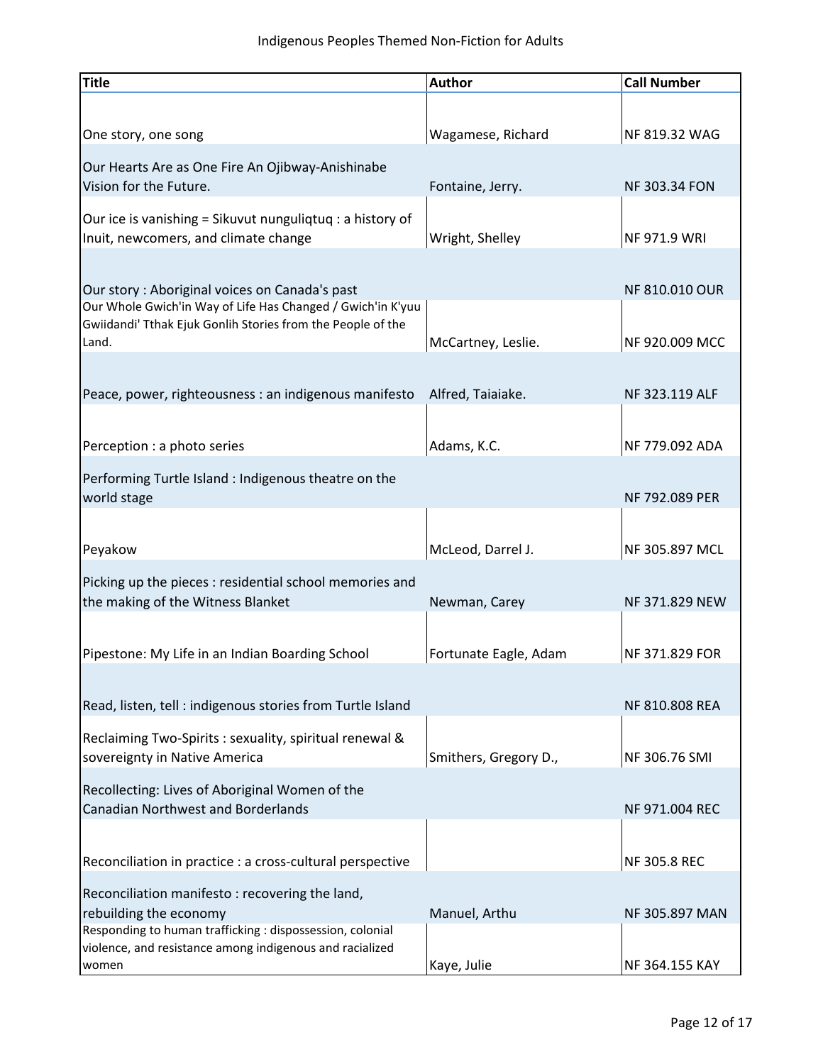# Indigenous Peoples Themed Non-Fiction for Adults

| Title | Author | Call Number |
|---|---|---|
| One story, one song | Wagamese, Richard | NF 819.32 WAG |
| Our Hearts Are as One Fire An Ojibway-Anishinabe Vision for the Future. | Fontaine, Jerry. | NF 303.34 FON |
| Our ice is vanishing = Sikuvut nunguliqtuq : a history of Inuit, newcomers, and climate change | Wright, Shelley | NF 971.9 WRI |
| Our story : Aboriginal voices on Canada's past | | NF 810.010 OUR |
| Our Whole Gwich'in Way of Life Has Changed / Gwich'in K'yuu Gwiidandi' Tthak Ejuk Gonlih Stories from the People of the Land. | McCartney, Leslie. | NF 920.009 MCC |
| Peace, power, righteousness : an indigenous manifesto | Alfred, Taiaiake. | NF 323.119 ALF |
| Perception : a photo series | Adams, K.C. | NF 779.092 ADA |
| Performing Turtle Island : Indigenous theatre on the world stage | | NF 792.089 PER |
| Peyakow | McLeod, Darrel J. | NF 305.897 MCL |
| Picking up the pieces : residential school memories and the making of the Witness Blanket | Newman, Carey | NF 371.829 NEW |
| Pipestone: My Life in an Indian Boarding School | Fortunate Eagle, Adam | NF 371.829 FOR |
| Read, listen, tell : indigenous stories from Turtle Island | | NF 810.808 REA |
| Reclaiming Two-Spirits : sexuality, spiritual renewal & sovereignty in Native America | Smithers, Gregory D., | NF 306.76 SMI |
| Recollecting: Lives of Aboriginal Women of the Canadian Northwest and Borderlands | | NF 971.004 REC |
| Reconciliation in practice : a cross-cultural perspective | | NF 305.8 REC |
| Reconciliation manifesto : recovering the land, rebuilding the economy | Manuel, Arthu | NF 305.897 MAN |
| Responding to human trafficking : dispossession, colonial violence, and resistance among indigenous and racialized women | Kaye, Julie | NF 364.155 KAY |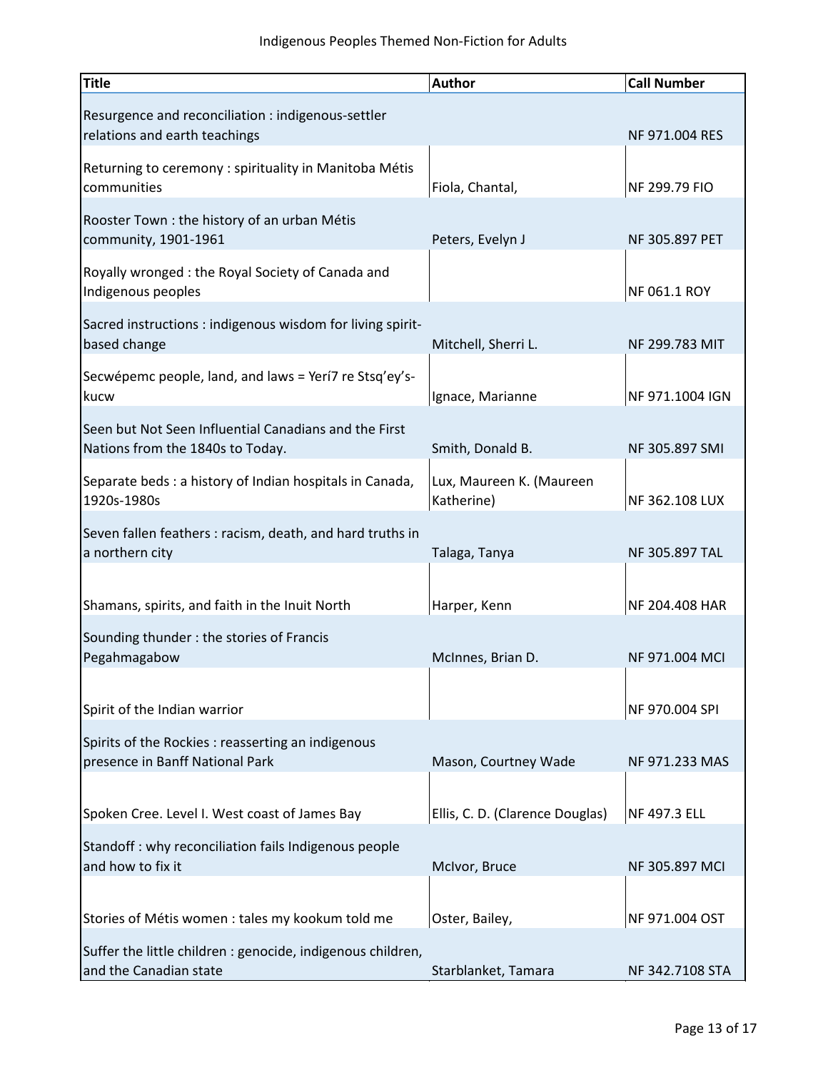Indigenous Peoples Themed Non-Fiction for Adults

| Title | Author | Call Number |
| --- | --- | --- |
| Resurgence and reconciliation : indigenous-settler relations and earth teachings | | NF 971.004 RES |
| Returning to ceremony : spirituality in Manitoba Métis communities | Fiola, Chantal, | NF 299.79 FIO |
| Rooster Town : the history of an urban Métis community, 1901-1961 | Peters, Evelyn J | NF 305.897 PET |
| Royally wronged : the Royal Society of Canada and Indigenous peoples | | NF 061.1 ROY |
| Sacred instructions : indigenous wisdom for living spirit-based change | Mitchell, Sherri L. | NF 299.783 MIT |
| Secwépemc people, land, and laws = Yerí7 re Stsq'ey's-kucw | Ignace, Marianne | NF 971.1004 IGN |
| Seen but Not Seen Influential Canadians and the First Nations from the 1840s to Today. | Smith, Donald B. | NF 305.897 SMI |
| Separate beds : a history of Indian hospitals in Canada, 1920s-1980s | Lux, Maureen K. (Maureen Katherine) | NF 362.108 LUX |
| Seven fallen feathers : racism, death, and hard truths in a northern city | Talaga, Tanya | NF 305.897 TAL |
| Shamans, spirits, and faith in the Inuit North | Harper, Kenn | NF 204.408 HAR |
| Sounding thunder : the stories of Francis Pegahmagabow | McInnes, Brian D. | NF 971.004 MCI |
| Spirit of the Indian warrior | | NF 970.004 SPI |
| Spirits of the Rockies : reasserting an indigenous presence in Banff National Park | Mason, Courtney Wade | NF 971.233 MAS |
| Spoken Cree. Level I. West coast of James Bay | Ellis, C. D. (Clarence Douglas) | NF 497.3 ELL |
| Standoff : why reconciliation fails Indigenous people and how to fix it | McIvor, Bruce | NF 305.897 MCI |
| Stories of Métis women : tales my kookum told me | Oster, Bailey, | NF 971.004 OST |
| Suffer the little children : genocide, indigenous children, and the Canadian state | Starblanket, Tamara | NF 342.7108 STA |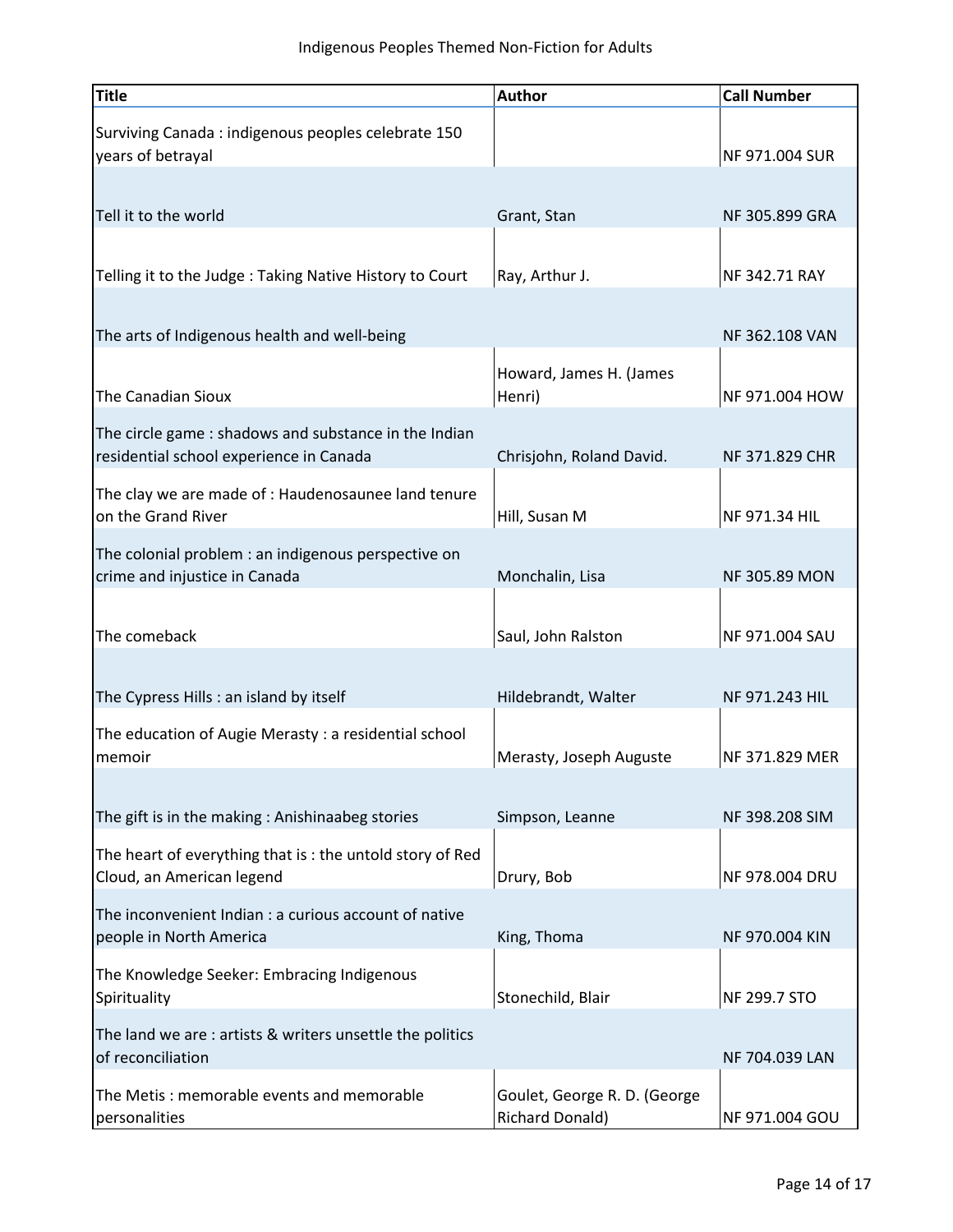Indigenous Peoples Themed Non-Fiction for Adults

| Title | Author | Call Number |
|---|---|---|
| Surviving Canada : indigenous peoples celebrate 150 years of betrayal | | NF 971.004 SUR |
| Tell it to the world | Grant, Stan | NF 305.899 GRA |
| Telling it to the Judge : Taking Native History to Court | Ray, Arthur J. | NF 342.71 RAY |
| The arts of Indigenous health and well-being | | NF 362.108 VAN |
| The Canadian Sioux | Howard, James H. (James Henri) | NF 971.004 HOW |
| The circle game : shadows and substance in the Indian residential school experience in Canada | Chrisjohn, Roland David. | NF 371.829 CHR |
| The clay we are made of : Haudenosaunee land tenure on the Grand River | Hill, Susan M | NF 971.34 HIL |
| The colonial problem : an indigenous perspective on crime and injustice in Canada | Monchalin, Lisa | NF 305.89 MON |
| The comeback | Saul, John Ralston | NF 971.004 SAU |
| The Cypress Hills : an island by itself | Hildebrandt, Walter | NF 971.243 HIL |
| The education of Augie Merasty : a residential school memoir | Merasty, Joseph Auguste | NF 371.829 MER |
| The gift is in the making : Anishinaabeg stories | Simpson, Leanne | NF 398.208 SIM |
| The heart of everything that is : the untold story of Red Cloud, an American legend | Drury, Bob | NF 978.004 DRU |
| The inconvenient Indian : a curious account of native people in North America | King, Thoma | NF 970.004 KIN |
| The Knowledge Seeker: Embracing Indigenous Spirituality | Stonechild, Blair | NF 299.7 STO |
| The land we are : artists & writers unsettle the politics of reconciliation | | NF 704.039 LAN |
| The Metis : memorable events and memorable personalities | Goulet, George R. D. (George Richard Donald) | NF 971.004 GOU |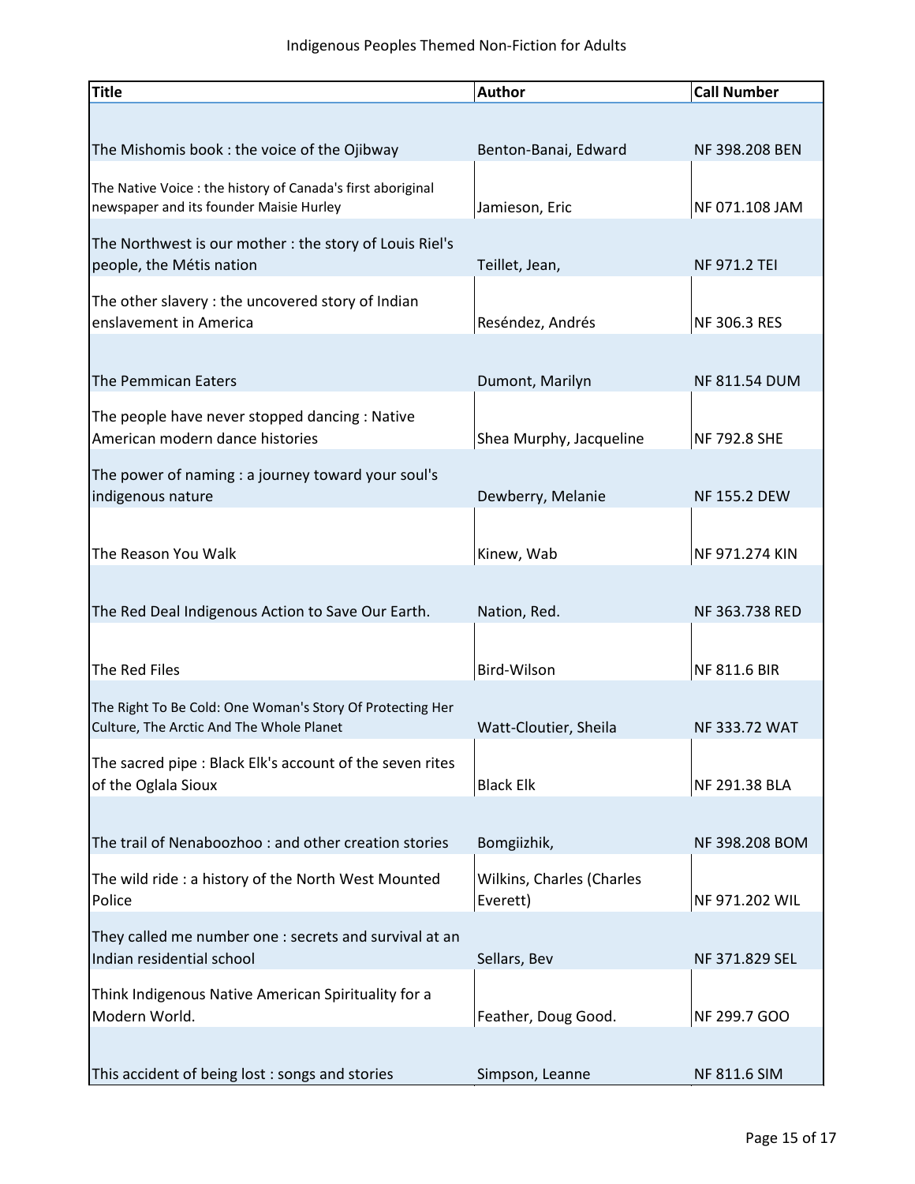| Title | Author | Call Number |
| --- | --- | --- |
| The Mishomis book : the voice of the Ojibway | Benton-Banai, Edward | NF 398.208 BEN |
| The Native Voice : the history of Canada's first aboriginal newspaper and its founder Maisie Hurley | Jamieson, Eric | NF 071.108 JAM |
| The Northwest is our mother : the story of Louis Riel's people, the Métis nation | Teillet, Jean, | NF 971.2 TEI |
| The other slavery : the uncovered story of Indian enslavement in America | Reséndez, Andrés | NF 306.3 RES |
| The Pemmican Eaters | Dumont, Marilyn | NF 811.54 DUM |
| The people have never stopped dancing : Native American modern dance histories | Shea Murphy, Jacqueline | NF 792.8 SHE |
| The power of naming : a journey toward your soul's indigenous nature | Dewberry, Melanie | NF 155.2 DEW |
| The Reason You Walk | Kinew, Wab | NF 971.274 KIN |
| The Red Deal Indigenous Action to Save Our Earth. | Nation, Red. | NF 363.738 RED |
| The Red Files | Bird-Wilson | NF 811.6 BIR |
| The Right To Be Cold: One Woman's Story Of Protecting Her Culture, The Arctic And The Whole Planet | Watt-Cloutier, Sheila | NF 333.72 WAT |
| The sacred pipe : Black Elk's account of the seven rites of the Oglala Sioux | Black Elk | NF 291.38 BLA |
| The trail of Nenaboozhoo : and other creation stories | Bomgiizhik, | NF 398.208 BOM |
| The wild ride : a history of the North West Mounted Police | Wilkins, Charles (Charles Everett) | NF 971.202 WIL |
| They called me number one : secrets and survival at an Indian residential school | Sellars, Bev | NF 371.829 SEL |
| Think Indigenous Native American Spirituality for a Modern World. | Feather, Doug Good. | NF 299.7 GOO |
| This accident of being lost : songs and stories | Simpson, Leanne | NF 811.6 SIM |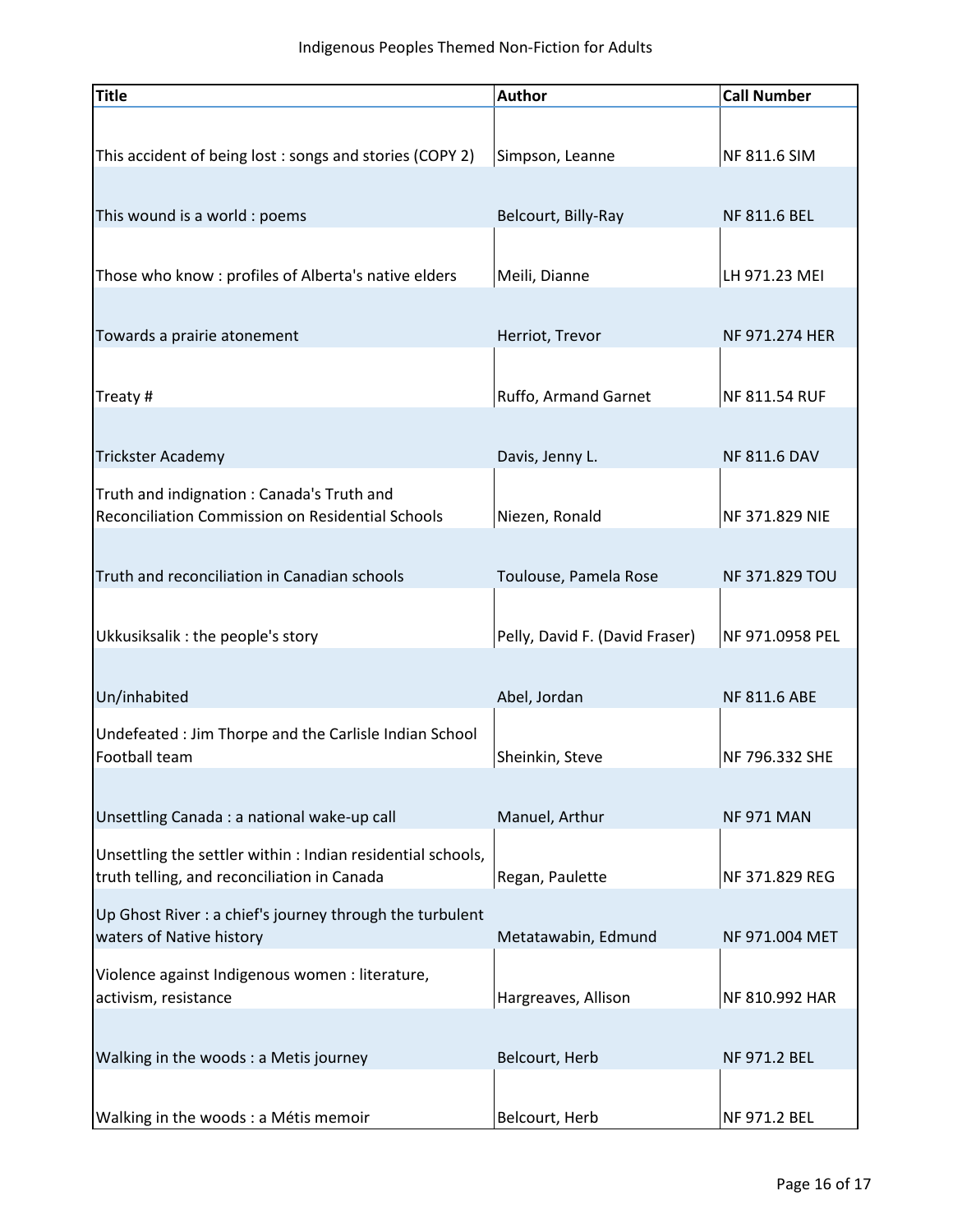Indigenous Peoples Themed Non-Fiction for Adults

| Title | Author | Call Number |
|---|---|---|
| This accident of being lost : songs and stories (COPY 2) | Simpson, Leanne | NF 811.6 SIM |
| This wound is a world : poems | Belcourt, Billy-Ray | NF 811.6 BEL |
| Those who know : profiles of Alberta's native elders | Meili, Dianne | LH 971.23 MEI |
| Towards a prairie atonement | Herriot, Trevor | NF 971.274 HER |
| Treaty # | Ruffo, Armand Garnet | NF 811.54 RUF |
| Trickster Academy | Davis, Jenny L. | NF 811.6 DAV |
| Truth and indignation : Canada's Truth and Reconciliation Commission on Residential Schools | Niezen, Ronald | NF 371.829 NIE |
| Truth and reconciliation in Canadian schools | Toulouse, Pamela Rose | NF 371.829 TOU |
| Ukkusiksalik : the people's story | Pelly, David F. (David Fraser) | NF 971.0958 PEL |
| Un/inhabited | Abel, Jordan | NF 811.6 ABE |
| Undefeated : Jim Thorpe and the Carlisle Indian School Football team | Sheinkin, Steve | NF 796.332 SHE |
| Unsettling Canada : a national wake-up call | Manuel, Arthur | NF 971 MAN |
| Unsettling the settler within : Indian residential schools, truth telling, and reconciliation in Canada | Regan, Paulette | NF 371.829 REG |
| Up Ghost River : a chief's journey through the turbulent waters of Native history | Metatawabin, Edmund | NF 971.004 MET |
| Violence against Indigenous women : literature, activism, resistance | Hargreaves, Allison | NF 810.992 HAR |
| Walking in the woods : a Metis journey | Belcourt, Herb | NF 971.2 BEL |
| Walking in the woods : a Métis memoir | Belcourt, Herb | NF 971.2 BEL |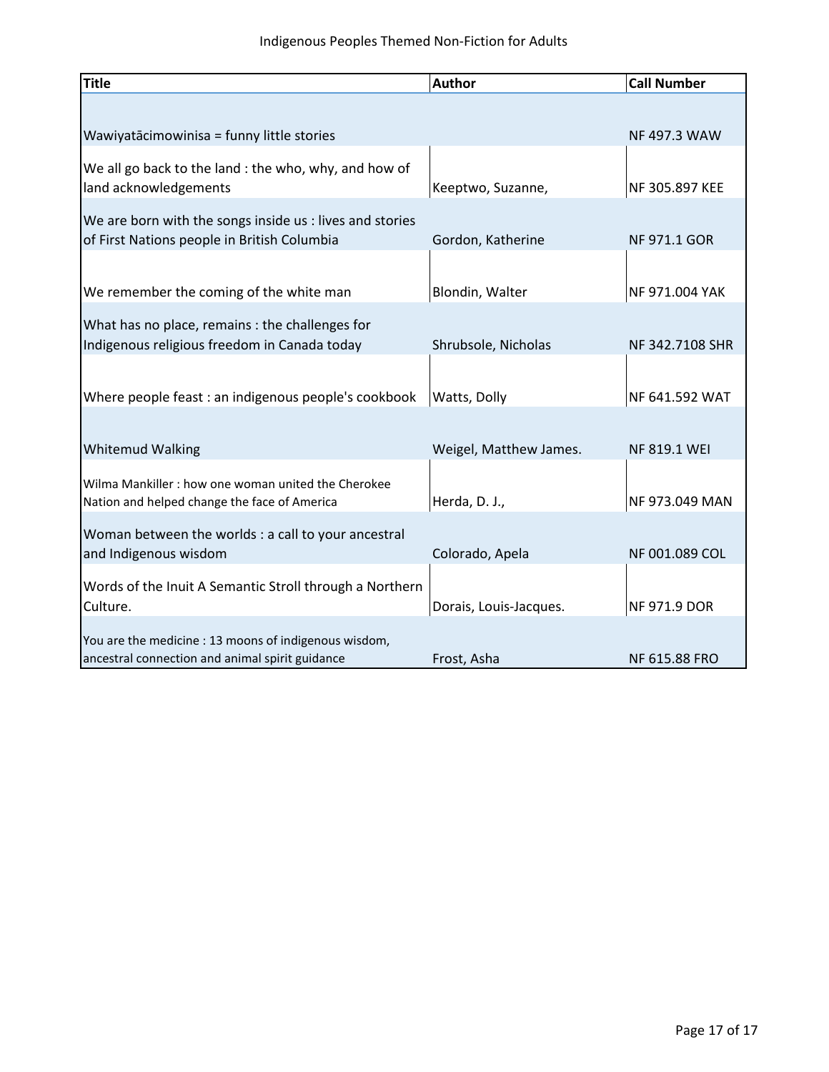| Title | Author | Call Number |
| --- | --- | --- |
| Wawiyatācimowinisa = funny little stories | | NF 497.3 WAW |
| We all go back to the land : the who, why, and how of land acknowledgements | Keeptwo, Suzanne, | NF 305.897 KEE |
| We are born with the songs inside us : lives and stories of First Nations people in British Columbia | Gordon, Katherine | NF 971.1 GOR |
| We remember the coming of the white man | Blondin, Walter | NF 971.004 YAK |
| What has no place, remains : the challenges for Indigenous religious freedom in Canada today | Shrubsole, Nicholas | NF 342.7108 SHR |
| Where people feast : an indigenous people's cookbook | Watts, Dolly | NF 641.592 WAT |
| Whitemud Walking | Weigel, Matthew James. | NF 819.1 WEI |
| Wilma Mankiller : how one woman united the Cherokee Nation and helped change the face of America | Herda, D. J., | NF 973.049 MAN |
| Woman between the worlds : a call to your ancestral and Indigenous wisdom | Colorado, Apela | NF 001.089 COL |
| Words of the Inuit A Semantic Stroll through a Northern Culture. | Dorais, Louis-Jacques. | NF 971.9 DOR |
| You are the medicine : 13 moons of indigenous wisdom, ancestral connection and animal spirit guidance | Frost, Asha | NF 615.88 FRO |